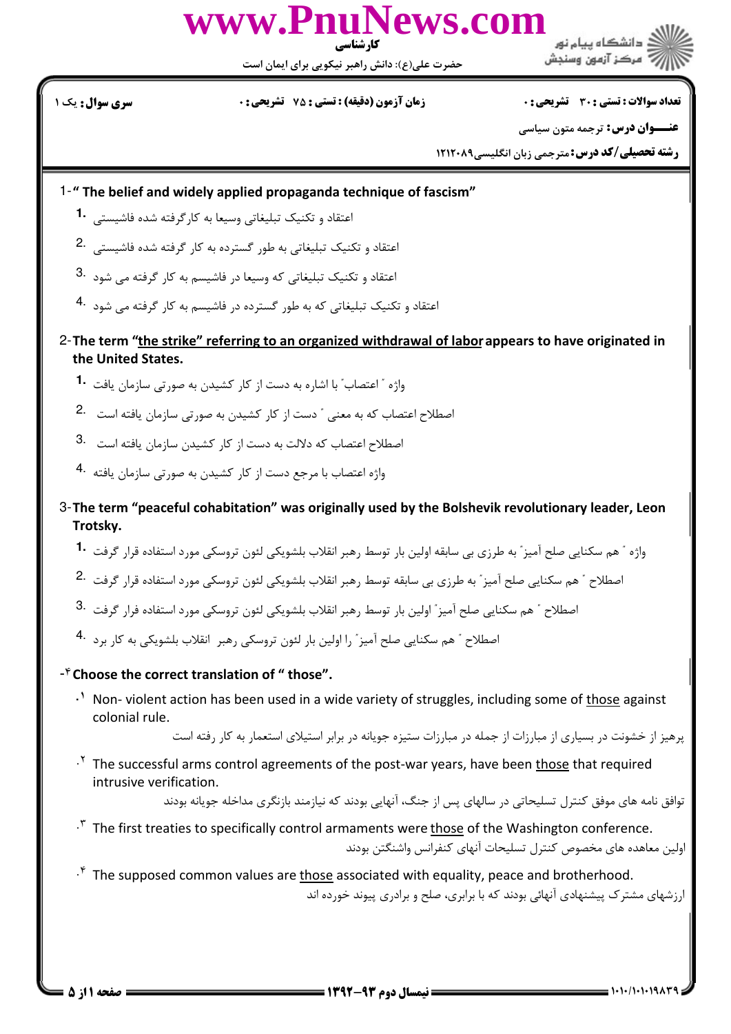**تعداد سوالات : تستی : ۳۰ تشریحی : ۰** | **زمان آزمون (دقیقه) : تستی : ۷۵ تشریحی : ۰** | **سری سوال : یک ۱**

**عنــــوان درس :** ترجمه متون سیاسی

**رشته تحصیلی/کد درس :** مترجمی زبان انگلیسی۱۲۱۲۰۸۹

1- **" The belief and widely applied propaganda technique of fascism"**

1. اعتقاد و تکنیک تبلیغاتی وسیعا به کارگرفته شده فاشیستی
2. اعتقاد و تکنیک تبلیغاتی به طور گسترده به کار گرفته شده فاشیستی
3. اعتقاد و تکنیک تبلیغاتی که وسیعا در فاشیسم به کار گرفته می شود
4. اعتقاد و تکنیک تبلیغاتی که به طور گسترده در فاشیسم به کار گرفته می شود

2- **The term "the strike" referring to an organized withdrawal of labor appears to have originated in the United States.**

1. واژه " اعتصاب" با اشاره به دست از کار کشیدن به صورتی سازمان یافت
2. اصطلاح اعتصاب که به معنی " دست از کار کشیدن به صورتی سازمان یافته است
3. اصطلاح اعتصاب که دلالت به دست از کار کشیدن سازمان یافته است
4. واژه اعتصاب با مرجع دست از کار کشیدن به صورتی سازمان یافته

3- **The term "peaceful cohabitation" was originally used by the Bolshevik revolutionary leader, Leon Trotsky.**

1. واژه " هم سکنایی صلح آمیز" به طرزی بی سابقه اولین بار توسط رهبر انقلاب بلشویکی لئون تروسکی مورد استفاده قرار گرفت
2. اصطلاح " هم سکنایی صلح آمیز" به طرزی بی سابقه توسط رهبر انقلاب بلشویکی لئون تروسکی مورد استفاده قرار گرفت
3. اصطلاح " هم سکنایی صلح آمیز" اولین بار توسط رهبر انقلاب بلشویکی لئون تروسکی مورد استفاده قرار گرفت
4. اصطلاح " هم سکنایی صلح آمیز" را اولین بار لئون تروسکی رهبر انقلاب بلشویکی به کار برد

۴- **Choose the correct translation of " those".**

1. Non- violent action has been used in a wide variety of struggles, including some of those against colonial rule.
   پرهیز از خشونت در بسیاری از مبارزات از جمله در مبارزات ستیزه جویانه در برابر استیلای استعمار به کار رفته است
2. The successful arms control agreements of the post-war years, have been those that required intrusive verification.
   توافق نامه های موفق کنترل تسلیحاتی در سالهای پس از جنگ، آنهایی بودند که نیازمند بازنگری مداخله جویانه بودند
3. The first treaties to specifically control armaments were those of the Washington conference.
   اولین معاهده های مخصوص کنترل تسلیحات آنهای کنفرانس واشنگتن بودند
4. The supposed common values are those associated with equality, peace and brotherhood.
   ارزشهای مشترک پیشنهادی آنهائی بودند که با برابری، صلح و برادری پیوند خورده اند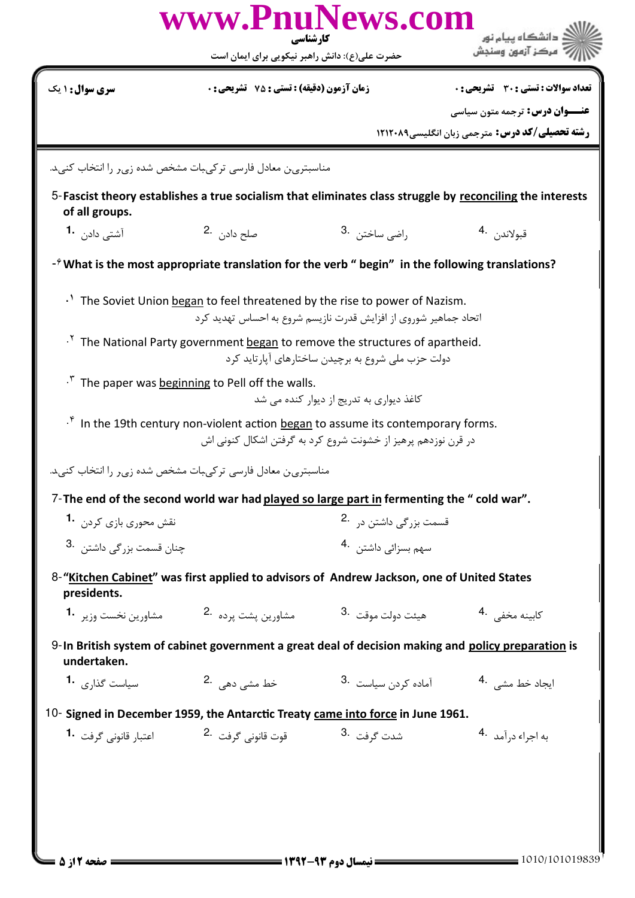مناسبترین معادل فارسی ترکیبات مشخص شده زیر را انتخاب کنید.

5- **Fascist theory establishes a true socialism that eliminates class struggle by reconciling the interests of all groups.**

1. آشتی دادن
2. صلح دادن
3. راضی ساختن
4. قبولاندن

-۶ **What is the most appropriate translation for the verb " begin" in the following translations?**

.۱ The Soviet Union began to feel threatened by the rise to power of Nazism.
اتحاد جماهیر شوروی از افزایش قدرت نازیسم شروع به احساس تهدید کرد

.۲ The National Party government began to remove the structures of apartheid.
دولت حزب ملی شروع به برچیدن ساختارهای آپارتاید کرد

.۳ The paper was beginning to Pell off the walls.
کاغذ دیواری به تدریج از دیوار کنده می شد

.۴ In the 19th century non-violent action began to assume its contemporary forms.
در قرن نوزدهم پرهیز از خشونت شروع کرد به گرفتن اشکال کنونی اش

مناسبترین معادل فارسی ترکیبات مشخص شده زیر را انتخاب کنید.

7- **The end of the second world war had played so large part in fermenting the " cold war".**

1. نقش محوری بازی کردن
2. قسمت بزرگی داشتن در
3. چنان قسمت بزرگی داشتن
4. سهم بسزائی داشتن

8- **"Kitchen Cabinet" was first applied to advisors of Andrew Jackson, one of United States presidents.**

1. مشاورین نخست وزیر
2. مشاورین پشت پرده
3. هیئت دولت موقت
4. کابینه مخفی

9- **In British system of cabinet government a great deal of decision making and policy preparation is undertaken.**

1. سیاست گذاری
2. خط مشی دهی
3. آماده کردن سیاست
4. ایجاد خط مشی

10- **Signed in December 1959, the Antarctic Treaty came into force in June 1961.**

1. اعتبار قانونی گرفت
2. قوت قانونی گرفت
3. شدت گرفت
4. به اجراء درآمد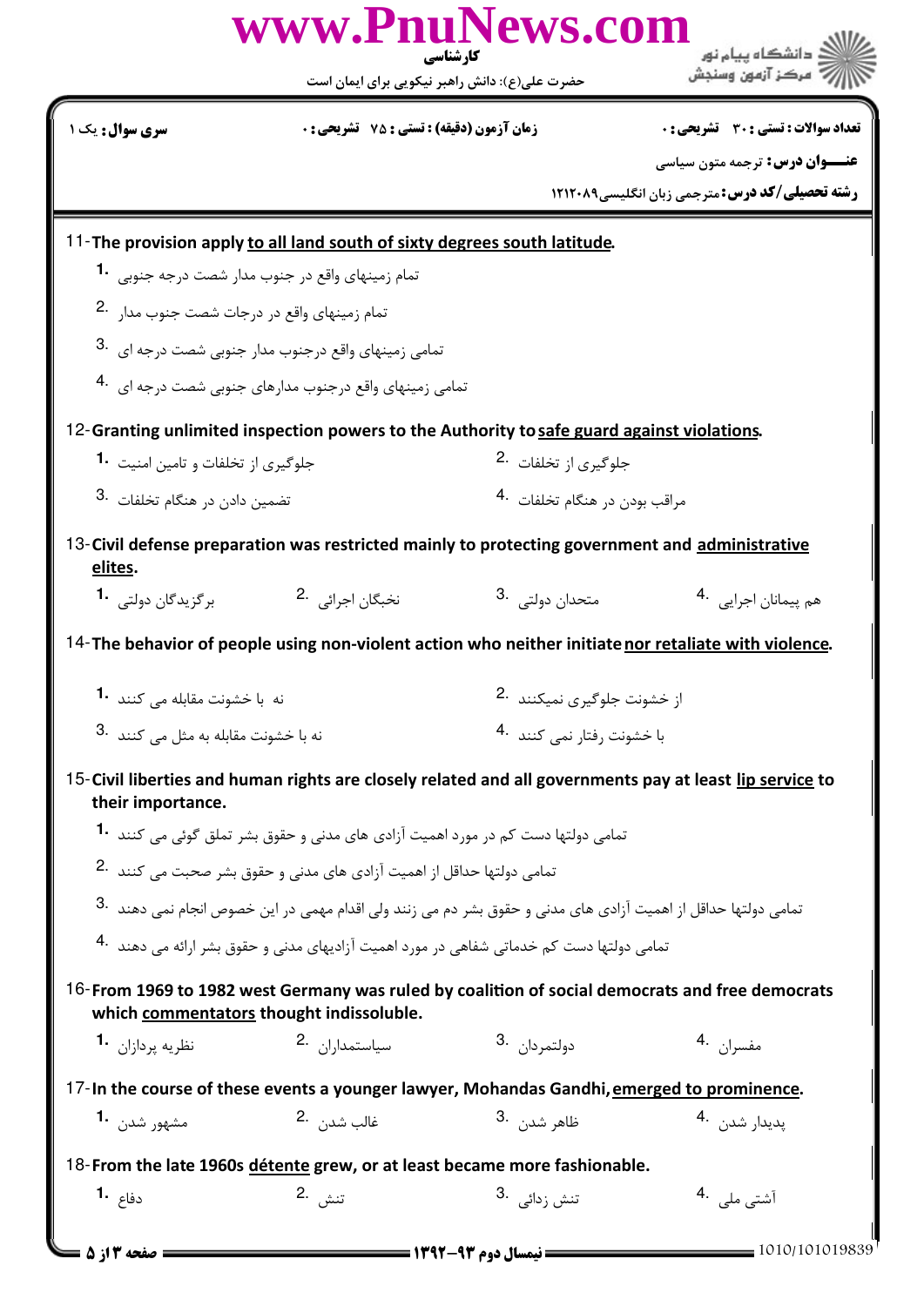11- The provision apply to all land south of sixty degrees south latitude.

1. تمام زمینهای واقع در جنوب مدار شصت درجه جنوبی
2. تمام زمینهای واقع در درجات شصت جنوب مدار
3. تمامی زمینهای واقع درجنوب مدار جنوبی شصت درجه ای
4. تمامی زمینهای واقع درجنوب مدارهای جنوبی شصت درجه ای

12- Granting unlimited inspection powers to the Authority to safe guard against violations.

1. جلوگیری از تخلفات و تامین امنیت
2. جلوگیری از تخلفات
3. تضمین دادن در هنگام تخلفات
4. مراقب بودن در هنگام تخلفات

13- Civil defense preparation was restricted mainly to protecting government and administrative elites.

1. برگزیدگان دولتی
2. نخبگان اجرائی
3. متحدان دولتی
4. هم پیمانان اجرایی

14- The behavior of people using non-violent action who neither initiate nor retaliate with violence.

1. نه با خشونت مقابله می کنند
2. از خشونت جلوگیری نمیکنند
3. نه با خشونت مقابله به مثل می کنند
4. با خشونت رفتار نمی کنند

15- Civil liberties and human rights are closely related and all governments pay at least lip service to their importance.

1. تمامی دولتها دست کم در مورد اهمیت آزادی های مدنی و حقوق بشر تملق گوئی می کنند
2. تمامی دولتها حداقل از اهمیت آزادی های مدنی و حقوق بشر صحبت می کنند
3. تمامی دولتها حداقل از اهمیت آزادی های مدنی و حقوق بشر دم می زنند ولی اقدام مهمی در این خصوص انجام نمی دهند
4. تمامی دولتها دست کم خدماتی شفاهی در مورد اهمیت آزادیهای مدنی و حقوق بشر ارائه می دهند

16- From 1969 to 1982 west Germany was ruled by coalition of social democrats and free democrats which commentators thought indissoluble.

1. نظریه پردازان
2. سیاستمداران
3. دولتمردان
4. مفسران

17- In the course of these events a younger lawyer, Mohandas Gandhi, emerged to prominence.

1. مشهور شدن
2. غالب شدن
3. ظاهر شدن
4. پدیدار شدن

18- From the late 1960s détente grew, or at least became more fashionable.

1. دفاع
2. تنش
3. تنش زدائی
4. آشتی ملی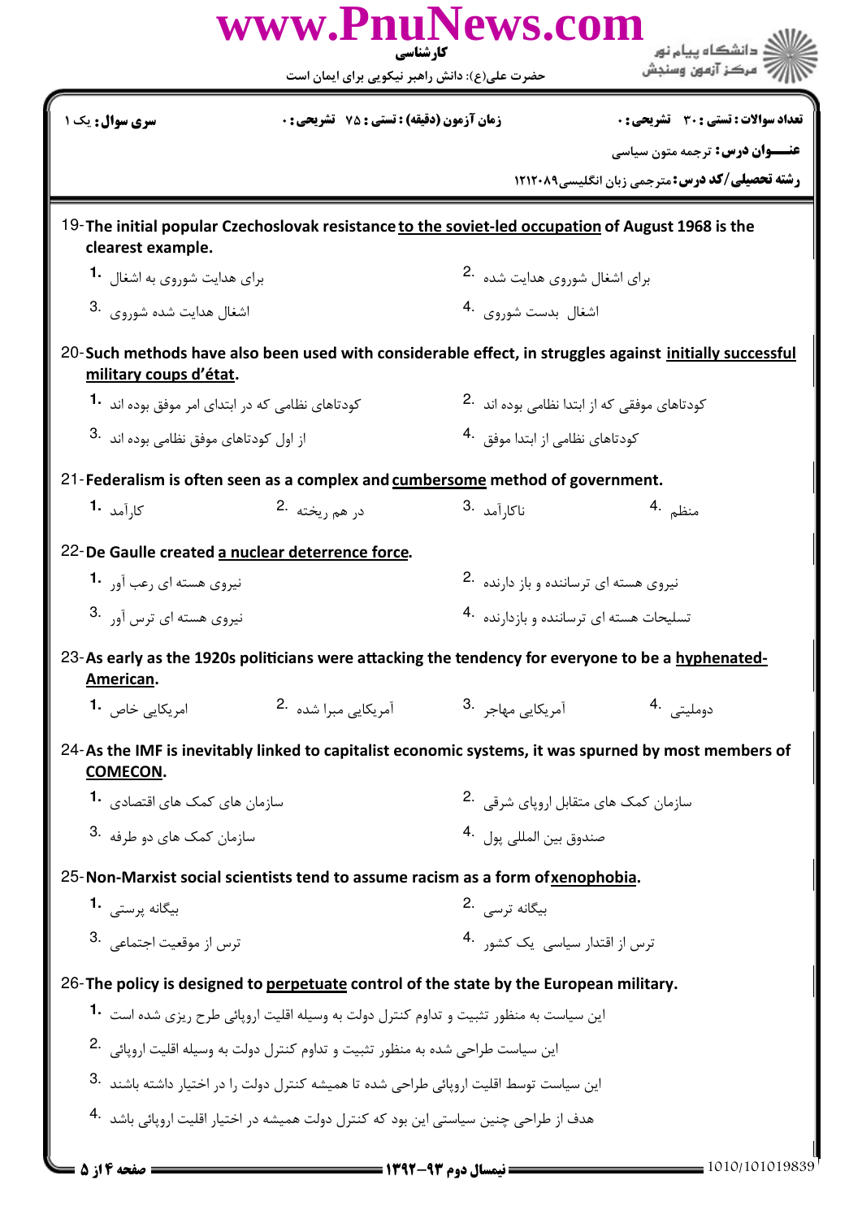**سری سوال:** یک ۱

**زمان آزمون (دقیقه) : تستی : ۷۵ تشریحی : ۰**

**تعداد سوالات : تستی : ۳۰ تشریحی : ۰**

**عنـــوان درس:** ترجمه متون سیاسی

**رشته تحصیلی/کد درس:** مترجمی زبان انگلیسی۱۲۱۲۰۸۹

19- **The initial popular Czechoslovak resistance to the soviet-led occupation of August 1968 is the clearest example.**

1. برای هدایت شوروی به اشغال
2. برای اشغال شوروی هدایت شده
3. اشغال هدایت شده شوروی
4. اشغال بدست شوروی

20- **Such methods have also been used with considerable effect, in struggles against initially successful military coups d'état.**

1. کودتاهای نظامی که در ابتدای امر موفق بوده اند
2. کودتاهای موفقی که از ابتدا نظامی بوده اند
3. از اول کودتاهای موفق نظامی بوده اند
4. کودتاهای نظامی از ابتدا موفق

21- **Federalism is often seen as a complex and cumbersome method of government.**

1. کارآمد
2. در هم ریخته
3. ناکارآمد
4. منظم

22- **De Gaulle created a nuclear deterrence force.**

1. نیروی هسته ای رعب آور
2. نیروی هسته ای ترساننده و باز دارنده
3. نیروی هسته ای ترس آور
4. تسلیحات هسته ای ترساننده و بازدارنده

23- **As early as the 1920s politicians were attacking the tendency for everyone to be a hyphenated-American.**

1. امریکایی خاص
2. آمریکایی مبرا شده
3. آمریکایی مهاجر
4. دوملیتی

24- **As the IMF is inevitably linked to capitalist economic systems, it was spurned by most members of COMECON.**

1. سازمان های کمک های اقتصادی
2. سازمان کمک های متقابل اروپای شرقی
3. سازمان کمک های دو طرفه
4. صندوق بین المللی پول

25- **Non-Marxist social scientists tend to assume racism as a form of xenophobia.**

1. بیگانه پرستی
2. بیگانه ترسی
3. ترس از موقعیت اجتماعی
4. ترس از اقتدار سیاسی یک کشور

26- **The policy is designed to perpetuate control of the state by the European military.**

1. این سیاست به منظور تثبیت و تداوم کنترل دولت به وسیله اقلیت اروپائی طرح ریزی شده است
2. این سیاست طراحی شده به منظور تثبیت و تداوم کنترل دولت به وسیله اقلیت اروپائی
3. این سیاست توسط اقلیت اروپائی طراحی شده تا همیشه کنترل دولت را در اختیار داشته باشند
4. هدف از طراحی چنین سیاستی این بود که کنترل دولت همیشه در اختیار اقلیت اروپائی باشد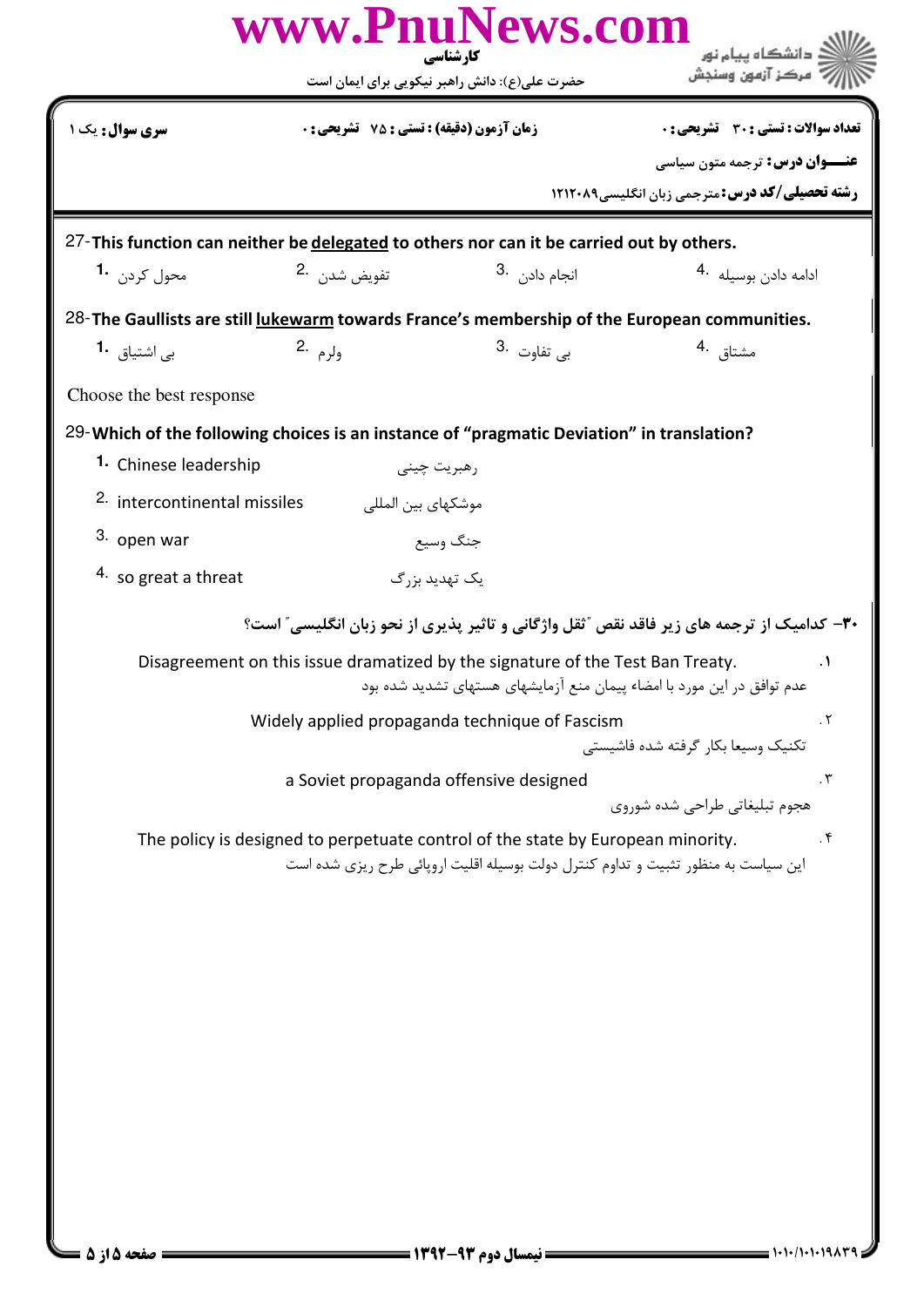27- **This function can neither be <u>delegated</u> to others nor can it be carried out by others.**

1. محول کردن
2. تفویض شدن
3. انجام دادن
4. ادامه دادن بوسیله

28- **The Gaullists are still <u>lukewarm</u> towards France's membership of the European communities.**

1. بی اشتیاق
2. ولرم
3. بی تفاوت
4. مشتاق

Choose the best response

29- **Which of the following choices is an instance of "pragmatic Deviation" in translation?**

1. Chinese leadership — رهبریت چینی
2. intercontinental missiles — موشکهای بین المللی
3. open war — جنگ وسیع
4. so great a threat — یک تهدید بزرگ

**۳۰- کدامیک از ترجمه های زیر فاقد نقص "ثقل واژگانی و تاثیر پذیری از نحو زبان انگلیسی" است؟**

۱. Disagreement on this issue dramatized by the signature of the Test Ban Treaty.
عدم توافق در این مورد با امضاء پیمان منع آزمایشهای هستهای تشدید شده بود

۲. Widely applied propaganda technique of Fascism
تکنیک وسیعا بکار گرفته شده فاشیستی

۳. a Soviet propaganda offensive designed
هجوم تبلیغاتی طراحی شده شوروی

۴. The policy is designed to perpetuate control of the state by European minority.
این سیاست به منظور تثبیت و تداوم کنترل دولت بوسیله اقلیت اروپائی طرح ریزی شده است